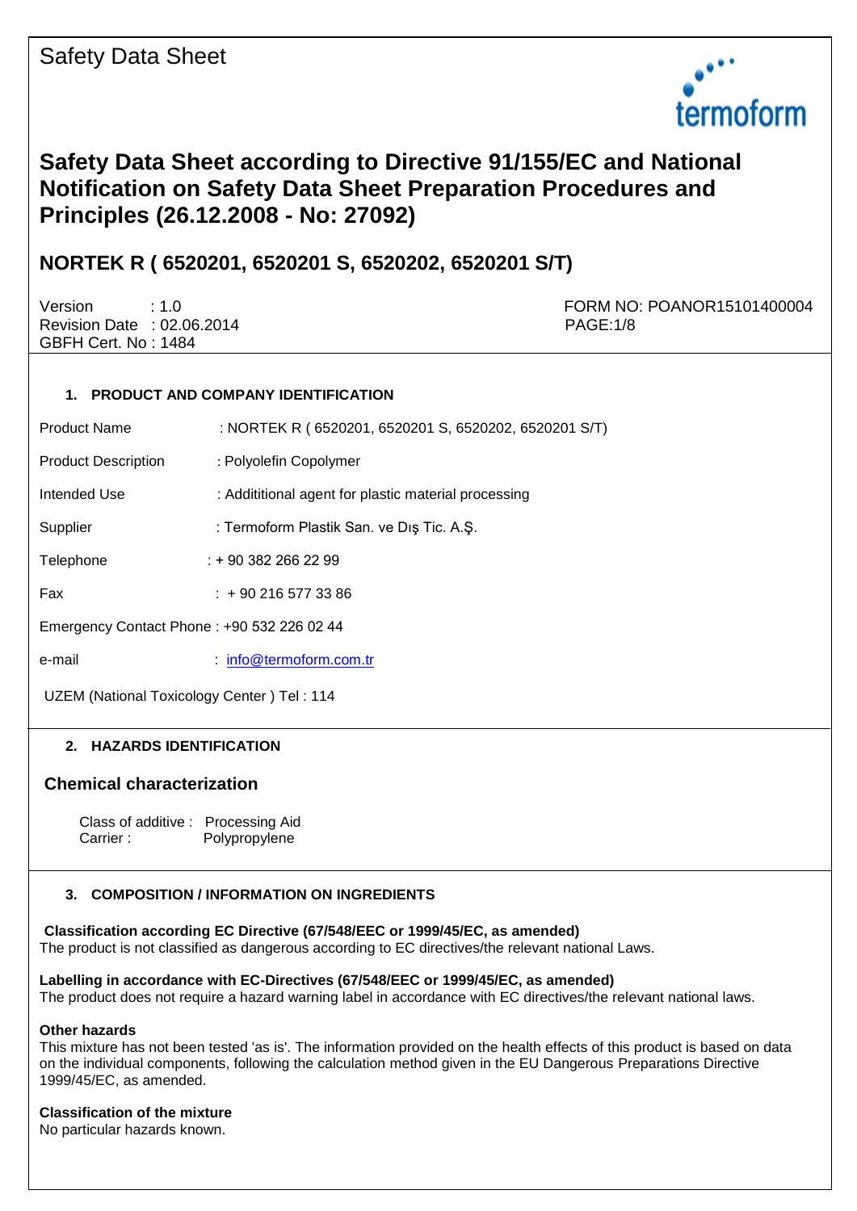Safety Data Sheet

termoform

# Safety Data Sheet according to Directive 91/155/EC and National Notification on Safety Data Sheet Preparation Procedures and Principles (26.12.2008 - No: 27092)

## NORTEK R ( 6520201, 6520201 S, 6520202, 6520201 S/T)

Version : 1.0
Revision Date : 02.06.2014
GBFH Cert. No : 1484

FORM NO: POANOR15101400004

### 1. PRODUCT AND COMPANY IDENTIFICATION

Product Name : NORTEK R ( 6520201, 6520201 S, 6520202, 6520201 S/T)

Product Description : Polyolefin Copolymer

Intended Use : Addititional agent for plastic material processing

Supplier : Termoform Plastik San. ve Dış Tic. A.Ş.

Telephone : + 90 382 266 22 99

Fax : + 90 216 577 33 86

Emergency Contact Phone : +90 532 226 02 44

e-mail : info@termoform.com.tr

UZEM (National Toxicology Center ) Tel : 114

### 2. HAZARDS IDENTIFICATION

#### Chemical characterization

Class of additive : Processing Aid
Carrier : Polypropylene

### 3. COMPOSITION / INFORMATION ON INGREDIENTS

**Classification according EC Directive (67/548/EEC or 1999/45/EC, as amended)**
The product is not classified as dangerous according to EC directives/the relevant national Laws.

**Labelling in accordance with EC-Directives (67/548/EEC or 1999/45/EC, as amended)**
The product does not require a hazard warning label in accordance with EC directives/the relevant national laws.

**Other hazards**
This mixture has not been tested 'as is'. The information provided on the health effects of this product is based on data on the individual components, following the calculation method given in the EU Dangerous Preparations Directive 1999/45/EC, as amended.

**Classification of the mixture**
No particular hazards known.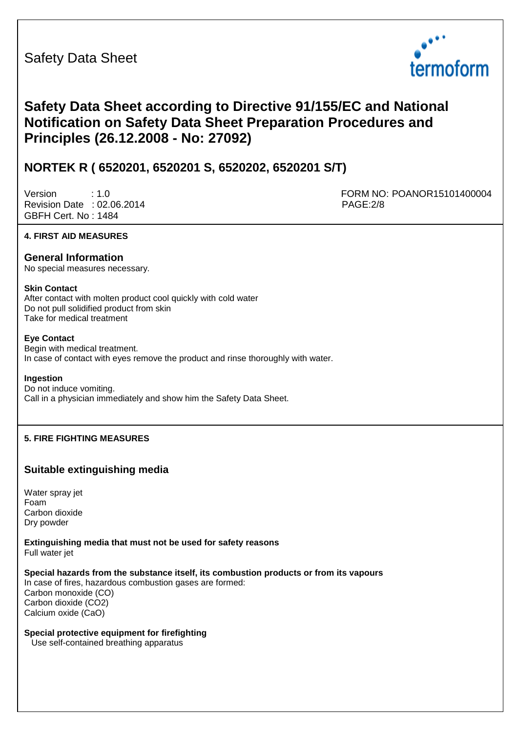Safety Data Sheet

# Safety Data Sheet according to Directive 91/155/EC and National Notification on Safety Data Sheet Preparation Procedures and Principles (26.12.2008 - No: 27092)

## NORTEK R ( 6520201, 6520201 S, 6520202, 6520201 S/T)

Version : 1.0
Revision Date : 02.06.2014
GBFH Cert. No : 1484

FORM NO: POANOR15101400004

### 4. FIRST AID MEASURES

#### General Information

No special measures necessary.

**Skin Contact**

After contact with molten product cool quickly with cold water
Do not pull solidified product from skin
Take for medical treatment

**Eye Contact**

Begin with medical treatment.
In case of contact with eyes remove the product and rinse thoroughly with water.

**Ingestion**

Do not induce vomiting.
Call in a physician immediately and show him the Safety Data Sheet.

### 5. FIRE FIGHTING MEASURES

#### Suitable extinguishing media

Water spray jet
Foam
Carbon dioxide
Dry powder

**Extinguishing media that must not be used for safety reasons**

Full water jet

**Special hazards from the substance itself, its combustion products or from its vapours**

In case of fires, hazardous combustion gases are formed:
Carbon monoxide (CO)
Carbon dioxide ($CO_2$)
Calcium oxide (CaO)

**Special protective equipment for firefighting**

Use self-contained breathing apparatus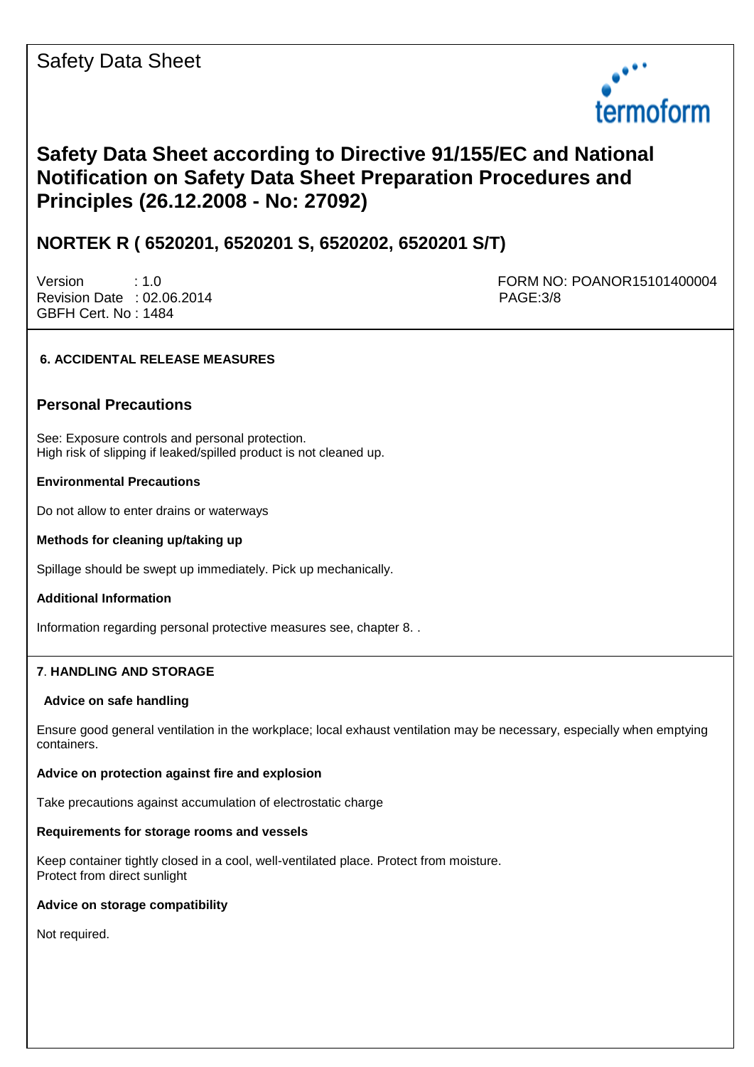## 6. ACCIDENTAL RELEASE MEASURES

### Personal Precautions

See: Exposure controls and personal protection.
High risk of slipping if leaked/spilled product is not cleaned up.

**Environmental Precautions**

Do not allow to enter drains or waterways

**Methods for cleaning up/taking up**

Spillage should be swept up immediately. Pick up mechanically.

**Additional Information**

Information regarding personal protective measures see, chapter 8. .

## 7. HANDLING AND STORAGE

**Advice on safe handling**

Ensure good general ventilation in the workplace; local exhaust ventilation may be necessary, especially when emptying containers.

**Advice on protection against fire and explosion**

Take precautions against accumulation of electrostatic charge

**Requirements for storage rooms and vessels**

Keep container tightly closed in a cool, well-ventilated place. Protect from moisture.
Protect from direct sunlight

**Advice on storage compatibility**

Not required.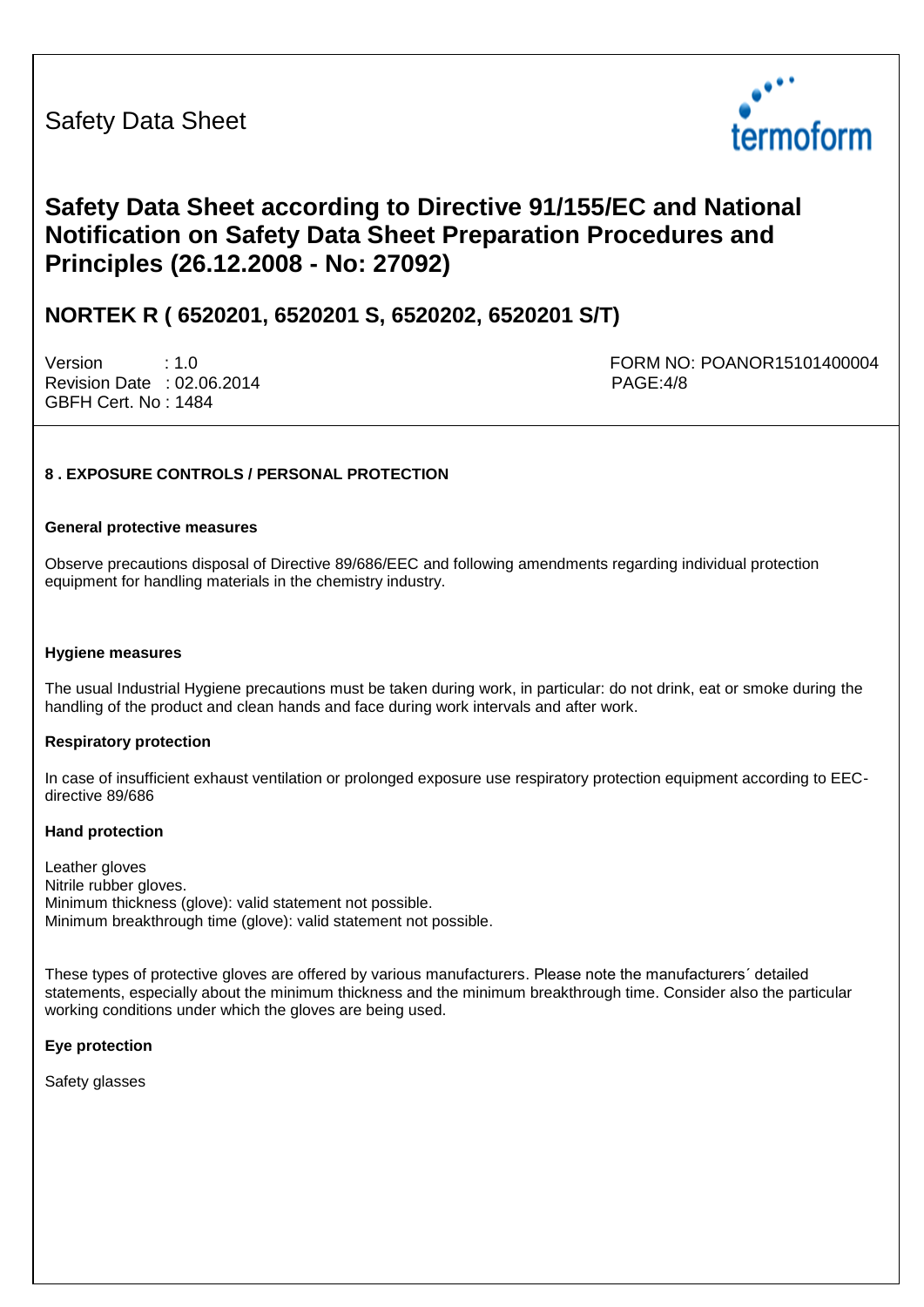Safety Data Sheet

termoform

# Safety Data Sheet according to Directive 91/155/EC and National Notification on Safety Data Sheet Preparation Procedures and Principles (26.12.2008 - No: 27092)

## NORTEK R ( 6520201, 6520201 S, 6520202, 6520201 S/T)

Version : 1.0
Revision Date : 02.06.2014
GBFH Cert. No : 1484

FORM NO: POANOR15101400004

### 8 . EXPOSURE CONTROLS / PERSONAL PROTECTION

**General protective measures**

Observe precautions disposal of Directive 89/686/EEC and following amendments regarding individual protection equipment for handling materials in the chemistry industry.

**Hygiene measures**

The usual Industrial Hygiene precautions must be taken during work, in particular: do not drink, eat or smoke during the handling of the product and clean hands and face during work intervals and after work.

**Respiratory protection**

In case of insufficient exhaust ventilation or prolonged exposure use respiratory protection equipment according to EEC-directive 89/686

**Hand protection**

Leather gloves
Nitrile rubber gloves.
Minimum thickness (glove): valid statement not possible.
Minimum breakthrough time (glove): valid statement not possible.

These types of protective gloves are offered by various manufacturers. Please note the manufacturers´ detailed statements, especially about the minimum thickness and the minimum breakthrough time. Consider also the particular working conditions under which the gloves are being used.

**Eye protection**

Safety glasses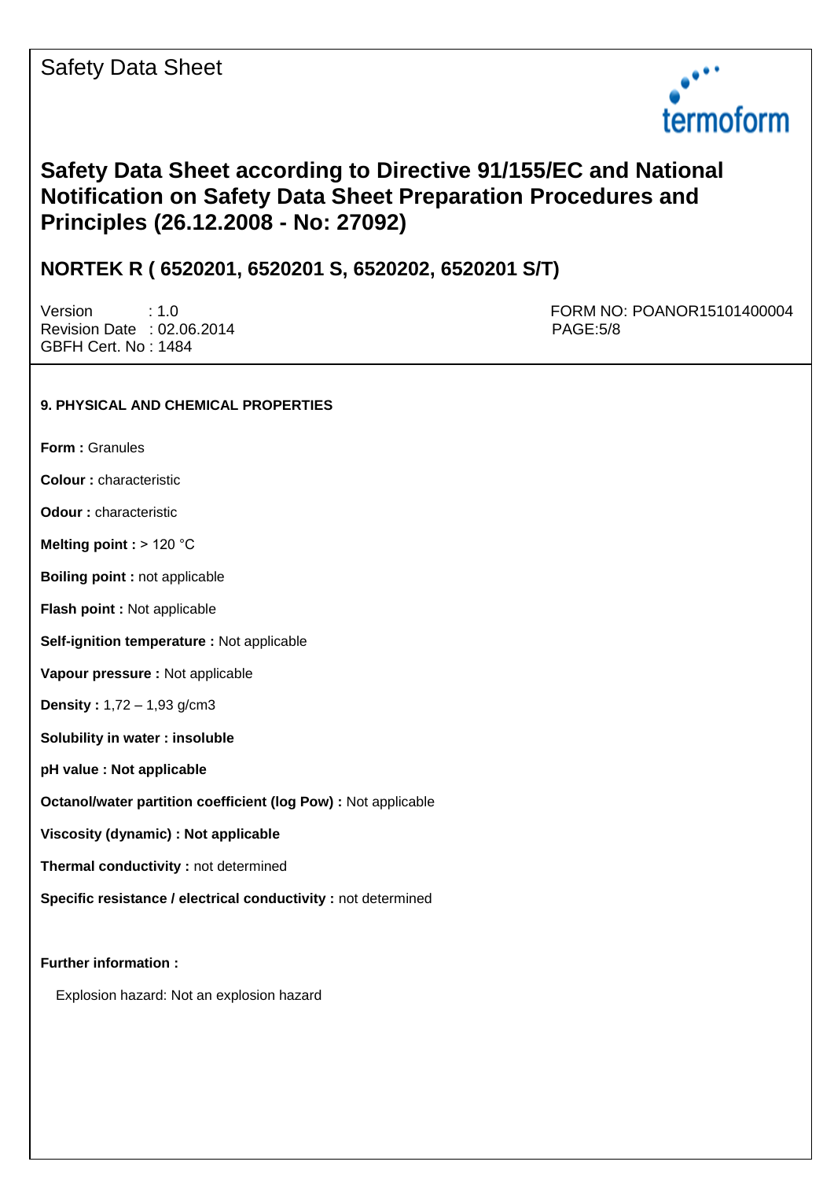## 9. PHYSICAL AND CHEMICAL PROPERTIES

**Form :** Granules

**Colour :** characteristic

**Odour :** characteristic

**Melting point :** > 120 °C

**Boiling point :** not applicable

**Flash point :** Not applicable

**Self-ignition temperature :** Not applicable

**Vapour pressure :** Not applicable

**Density :** 1,72 – 1,93 g/cm3

**Solubility in water : insoluble**

**pH value : Not applicable**

**Octanol/water partition coefficient (log Pow) :** Not applicable

**Viscosity (dynamic) : Not applicable**

**Thermal conductivity :** not determined

**Specific resistance / electrical conductivity :** not determined

**Further information :**

Explosion hazard: Not an explosion hazard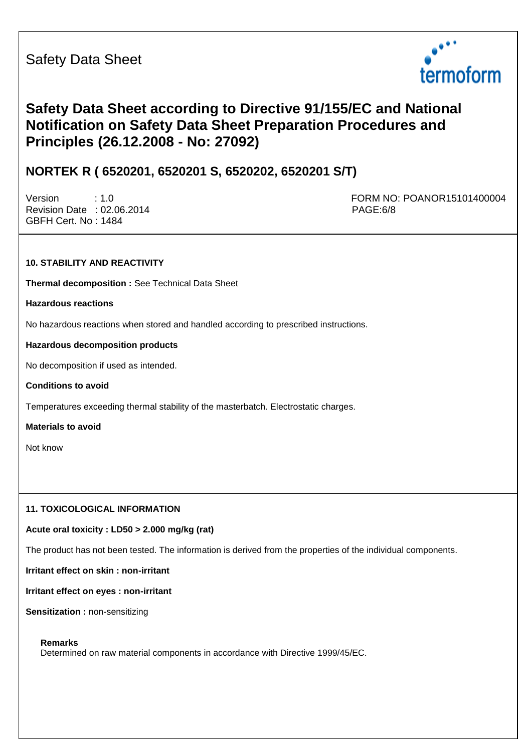## 10. STABILITY AND REACTIVITY

**Thermal decomposition :** See Technical Data Sheet

**Hazardous reactions**

No hazardous reactions when stored and handled according to prescribed instructions.

**Hazardous decomposition products**

No decomposition if used as intended.

**Conditions to avoid**

Temperatures exceeding thermal stability of the masterbatch. Electrostatic charges.

**Materials to avoid**

Not know

## 11. TOXICOLOGICAL INFORMATION

**Acute oral toxicity : LD50 > 2.000 mg/kg (rat)**

The product has not been tested. The information is derived from the properties of the individual components.

**Irritant effect on skin : non-irritant**

**Irritant effect on eyes : non-irritant**

**Sensitization :** non-sensitizing

**Remarks**
Determined on raw material components in accordance with Directive 1999/45/EC.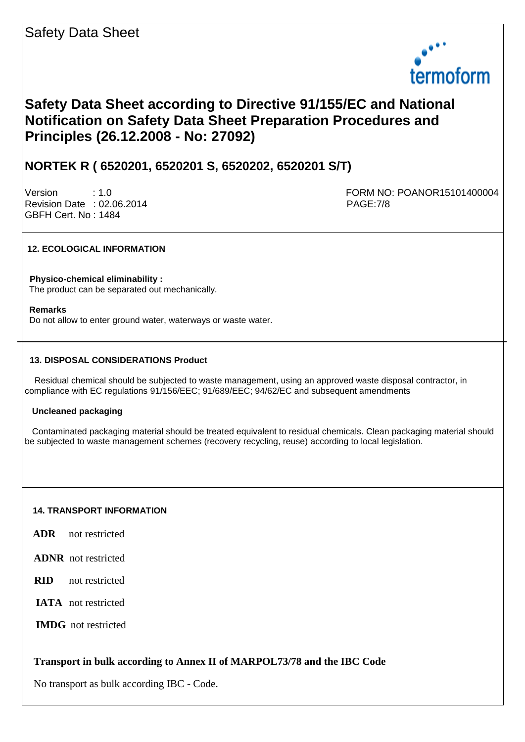## 12. ECOLOGICAL INFORMATION

**Physico-chemical eliminability :**
The product can be separated out mechanically.

**Remarks**
Do not allow to enter ground water, waterways or waste water.

## 13. DISPOSAL CONSIDERATIONS Product

Residual chemical should be subjected to waste management, using an approved waste disposal contractor, in compliance with EC regulations 91/156/EEC; 91/689/EEC; 94/62/EC and subsequent amendments

**Uncleaned packaging**

Contaminated packaging material should be treated equivalent to residual chemicals. Clean packaging material should be subjected to waste management schemes (recovery recycling, reuse) according to local legislation.

## 14. TRANSPORT INFORMATION

**ADR** not restricted

**ADNR** not restricted

**RID** not restricted

**IATA** not restricted

**IMDG** not restricted

**Transport in bulk according to Annex II of MARPOL73/78 and the IBC Code**

No transport as bulk according IBC - Code.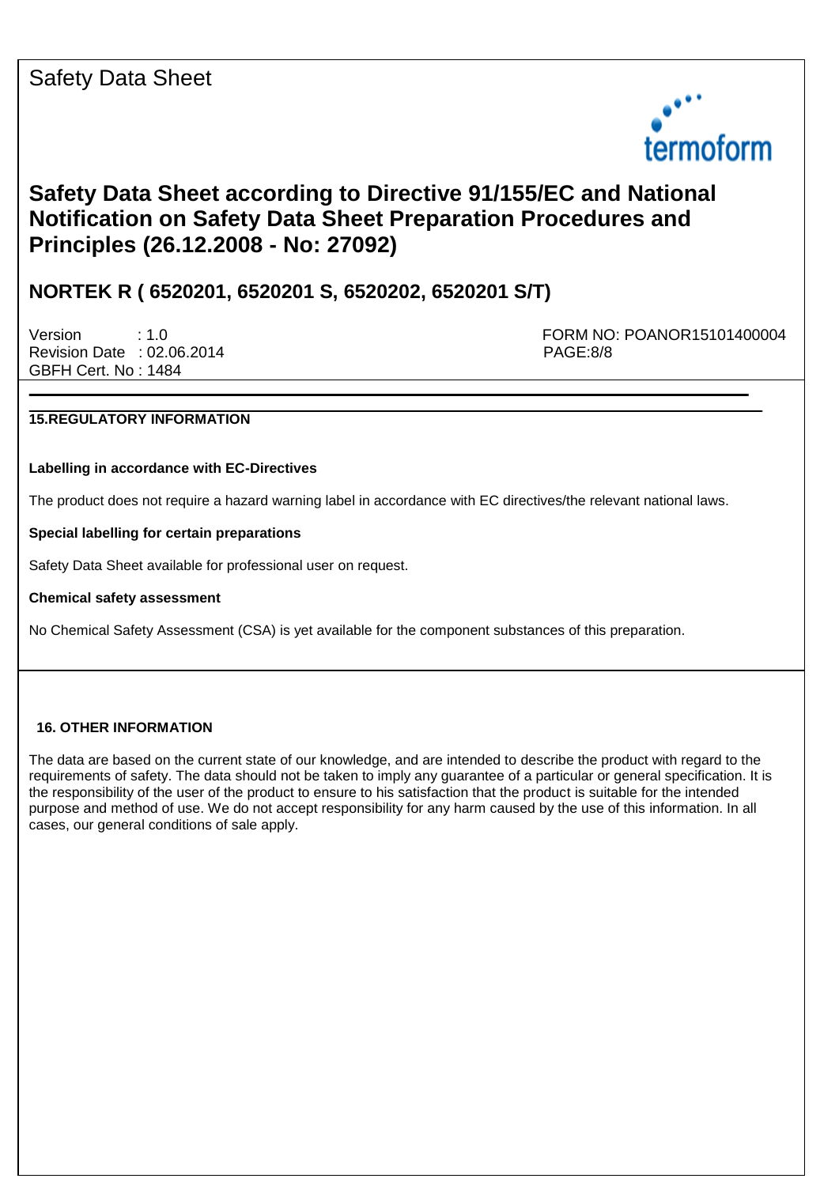## 15.REGULATORY INFORMATION

**Labelling in accordance with EC-Directives**

The product does not require a hazard warning label in accordance with EC directives/the relevant national laws.

**Special labelling for certain preparations**

Safety Data Sheet available for professional user on request.

**Chemical safety assessment**

No Chemical Safety Assessment (CSA) is yet available for the component substances of this preparation.

## 16. OTHER INFORMATION

The data are based on the current state of our knowledge, and are intended to describe the product with regard to the requirements of safety. The data should not be taken to imply any guarantee of a particular or general specification. It is the responsibility of the user of the product to ensure to his satisfaction that the product is suitable for the intended purpose and method of use. We do not accept responsibility for any harm caused by the use of this information. In all cases, our general conditions of sale apply.